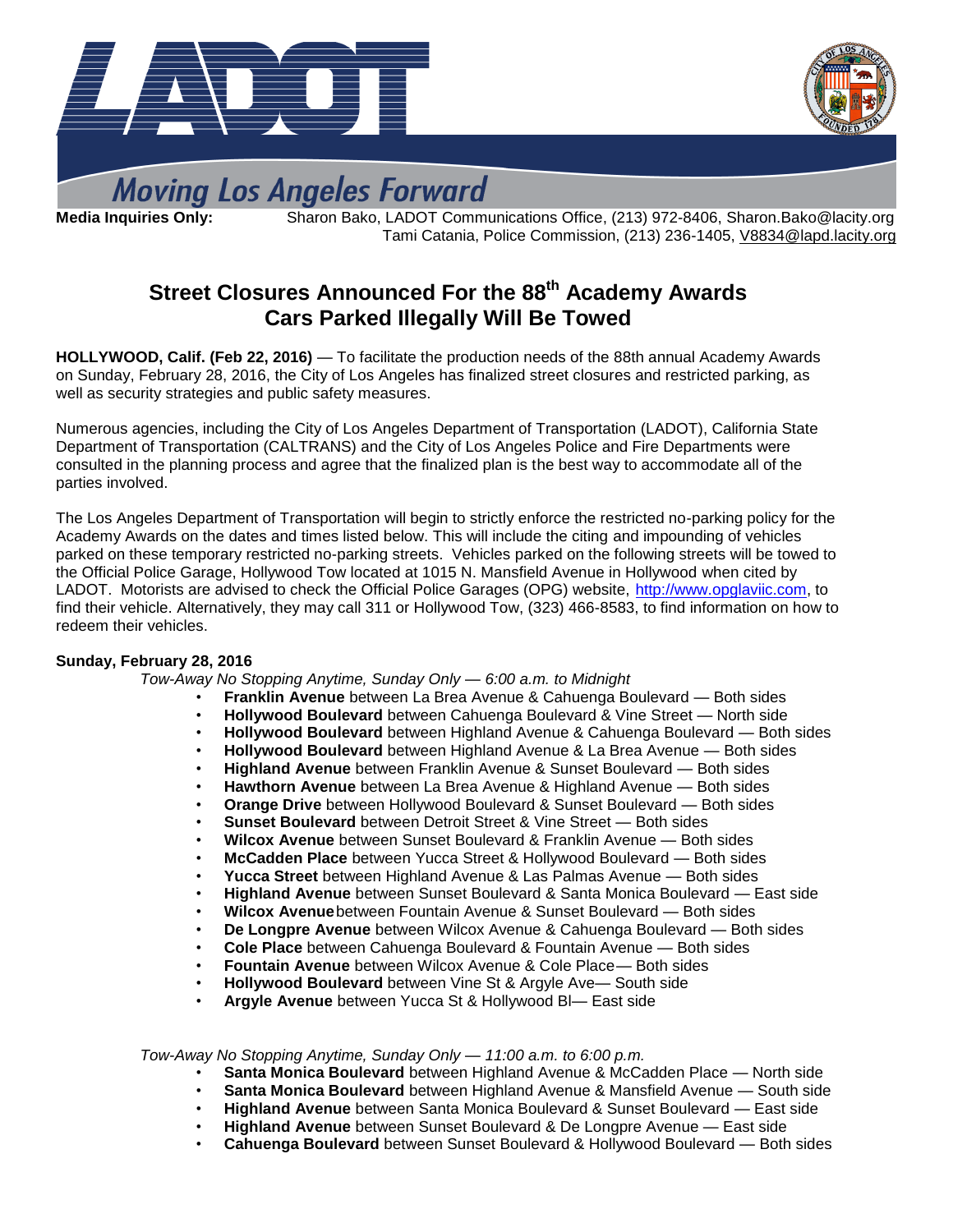**Moving Los Angeles Forward**

**Media Inquiries Only:** Sharon Bako, LADOT Communications Office, (213) 972-8406, Sharon.Bako@lacity.org
Tami Catania, Police Commission, (213) 236-1405, V8834@lapd.lacity.org

# Street Closures Announced For the 88th Academy Awards
# Cars Parked Illegally Will Be Towed

**HOLLYWOOD, Calif. (Feb 22, 2016)** — To facilitate the production needs of the 88th annual Academy Awards on Sunday, February 28, 2016, the City of Los Angeles has finalized street closures and restricted parking, as well as security strategies and public safety measures.

Numerous agencies, including the City of Los Angeles Department of Transportation (LADOT), California State Department of Transportation (CALTRANS) and the City of Los Angeles Police and Fire Departments were consulted in the planning process and agree that the finalized plan is the best way to accommodate all of the parties involved.

The Los Angeles Department of Transportation will begin to strictly enforce the restricted no-parking policy for the Academy Awards on the dates and times listed below. This will include the citing and impounding of vehicles parked on these temporary restricted no-parking streets. Vehicles parked on the following streets will be towed to the Official Police Garage, Hollywood Tow located at 1015 N. Mansfield Avenue in Hollywood when cited by LADOT. Motorists are advised to check the Official Police Garages (OPG) website, http://www.opglaviic.com, to find their vehicle. Alternatively, they may call 311 or Hollywood Tow, (323) 466-8583, to find information on how to redeem their vehicles.

**Sunday, February 28, 2016**

*Tow-Away No Stopping Anytime, Sunday Only — 6:00 a.m. to Midnight*

- **Franklin Avenue** between La Brea Avenue & Cahuenga Boulevard — Both sides
- **Hollywood Boulevard** between Cahuenga Boulevard & Vine Street — North side
- **Hollywood Boulevard** between Highland Avenue & Cahuenga Boulevard — Both sides
- **Hollywood Boulevard** between Highland Avenue & La Brea Avenue — Both sides
- **Highland Avenue** between Franklin Avenue & Sunset Boulevard — Both sides
- **Hawthorn Avenue** between La Brea Avenue & Highland Avenue — Both sides
- **Orange Drive** between Hollywood Boulevard & Sunset Boulevard — Both sides
- **Sunset Boulevard** between Detroit Street & Vine Street — Both sides
- **Wilcox Avenue** between Sunset Boulevard & Franklin Avenue — Both sides
- **McCadden Place** between Yucca Street & Hollywood Boulevard — Both sides
- **Yucca Street** between Highland Avenue & Las Palmas Avenue — Both sides
- **Highland Avenue** between Sunset Boulevard & Santa Monica Boulevard — East side
- **Wilcox Avenue** between Fountain Avenue & Sunset Boulevard — Both sides
- **De Longpre Avenue** between Wilcox Avenue & Cahuenga Boulevard — Both sides
- **Cole Place** between Cahuenga Boulevard & Fountain Avenue — Both sides
- **Fountain Avenue** between Wilcox Avenue & Cole Place— Both sides
- **Hollywood Boulevard** between Vine St & Argyle Ave— South side
- **Argyle Avenue** between Yucca St & Hollywood Bl— East side

*Tow-Away No Stopping Anytime, Sunday Only — 11:00 a.m. to 6:00 p.m.*

- **Santa Monica Boulevard** between Highland Avenue & McCadden Place — North side
- **Santa Monica Boulevard** between Highland Avenue & Mansfield Avenue — South side
- **Highland Avenue** between Santa Monica Boulevard & Sunset Boulevard — East side
- **Highland Avenue** between Sunset Boulevard & De Longpre Avenue — East side
- **Cahuenga Boulevard** between Sunset Boulevard & Hollywood Boulevard — Both sides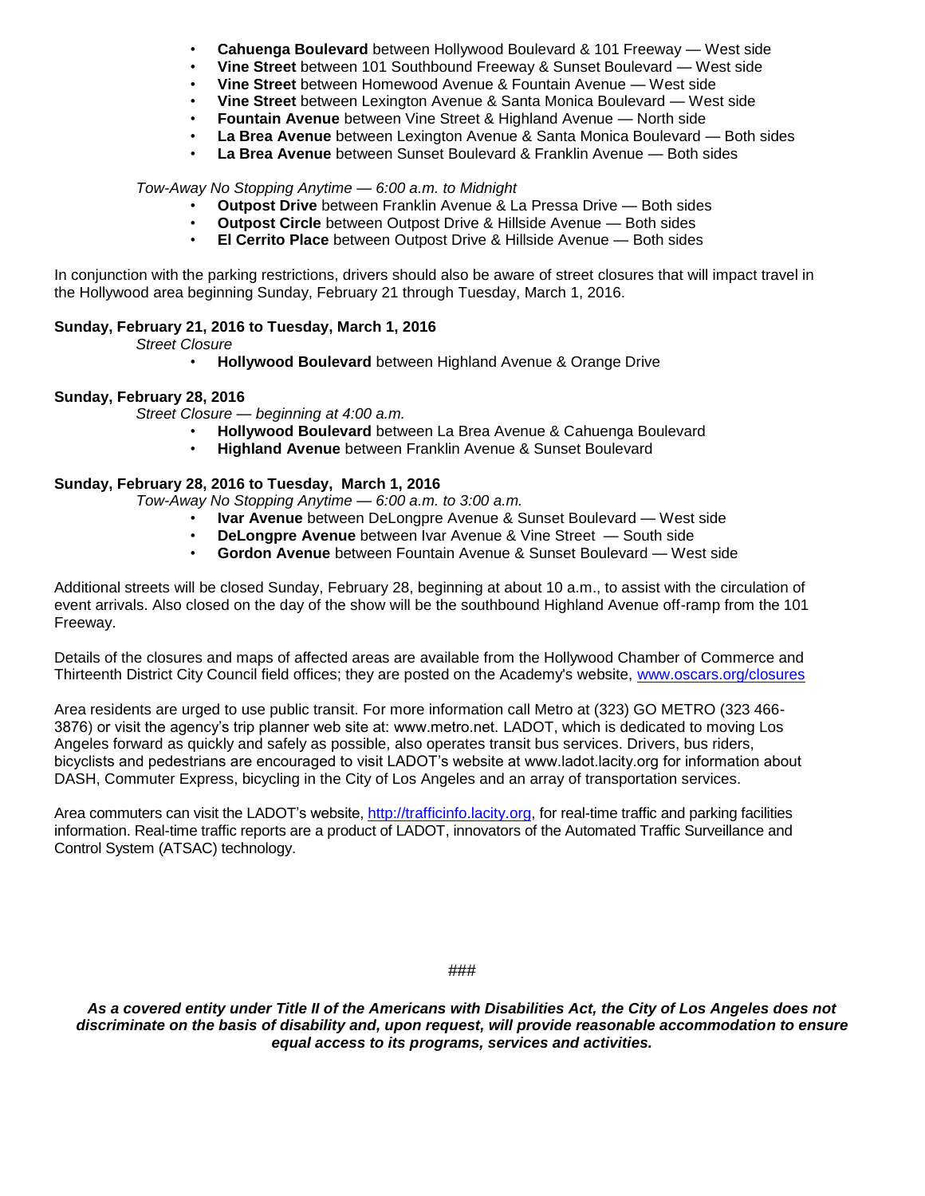- **Cahuenga Boulevard** between Hollywood Boulevard & 101 Freeway — West side
- **Vine Street** between 101 Southbound Freeway & Sunset Boulevard — West side
- **Vine Street** between Homewood Avenue & Fountain Avenue — West side
- **Vine Street** between Lexington Avenue & Santa Monica Boulevard — West side
- **Fountain Avenue** between Vine Street & Highland Avenue — North side
- **La Brea Avenue** between Lexington Avenue & Santa Monica Boulevard — Both sides
- **La Brea Avenue** between Sunset Boulevard & Franklin Avenue — Both sides

*Tow-Away No Stopping Anytime — 6:00 a.m. to Midnight*

- **Outpost Drive** between Franklin Avenue & La Pressa Drive — Both sides
- **Outpost Circle** between Outpost Drive & Hillside Avenue — Both sides
- **El Cerrito Place** between Outpost Drive & Hillside Avenue — Both sides

In conjunction with the parking restrictions, drivers should also be aware of street closures that will impact travel in the Hollywood area beginning Sunday, February 21 through Tuesday, March 1, 2016.

**Sunday, February 21, 2016 to Tuesday, March 1, 2016**

*Street Closure*

- **Hollywood Boulevard** between Highland Avenue & Orange Drive

**Sunday, February 28, 2016**

*Street Closure — beginning at 4:00 a.m.*

- **Hollywood Boulevard** between La Brea Avenue & Cahuenga Boulevard
- **Highland Avenue** between Franklin Avenue & Sunset Boulevard

**Sunday, February 28, 2016 to Tuesday, March 1, 2016**

*Tow-Away No Stopping Anytime — 6:00 a.m. to 3:00 a.m.*

- **Ivar Avenue** between DeLongpre Avenue & Sunset Boulevard — West side
- **DeLongpre Avenue** between Ivar Avenue & Vine Street — South side
- **Gordon Avenue** between Fountain Avenue & Sunset Boulevard — West side

Additional streets will be closed Sunday, February 28, beginning at about 10 a.m., to assist with the circulation of event arrivals. Also closed on the day of the show will be the southbound Highland Avenue off-ramp from the 101 Freeway.

Details of the closures and maps of affected areas are available from the Hollywood Chamber of Commerce and Thirteenth District City Council field offices; they are posted on the Academy's website, www.oscars.org/closures

Area residents are urged to use public transit. For more information call Metro at (323) GO METRO (323 466-3876) or visit the agency's trip planner web site at: www.metro.net. LADOT, which is dedicated to moving Los Angeles forward as quickly and safely as possible, also operates transit bus services. Drivers, bus riders, bicyclists and pedestrians are encouraged to visit LADOT's website at www.ladot.lacity.org for information about DASH, Commuter Express, bicycling in the City of Los Angeles and an array of transportation services.

Area commuters can visit the LADOT's website, http://trafficinfo.lacity.org, for real-time traffic and parking facilities information. Real-time traffic reports are a product of LADOT, innovators of the Automated Traffic Surveillance and Control System (ATSAC) technology.

###

***As a covered entity under Title II of the Americans with Disabilities Act, the City of Los Angeles does not discriminate on the basis of disability and, upon request, will provide reasonable accommodation to ensure equal access to its programs, services and activities.***